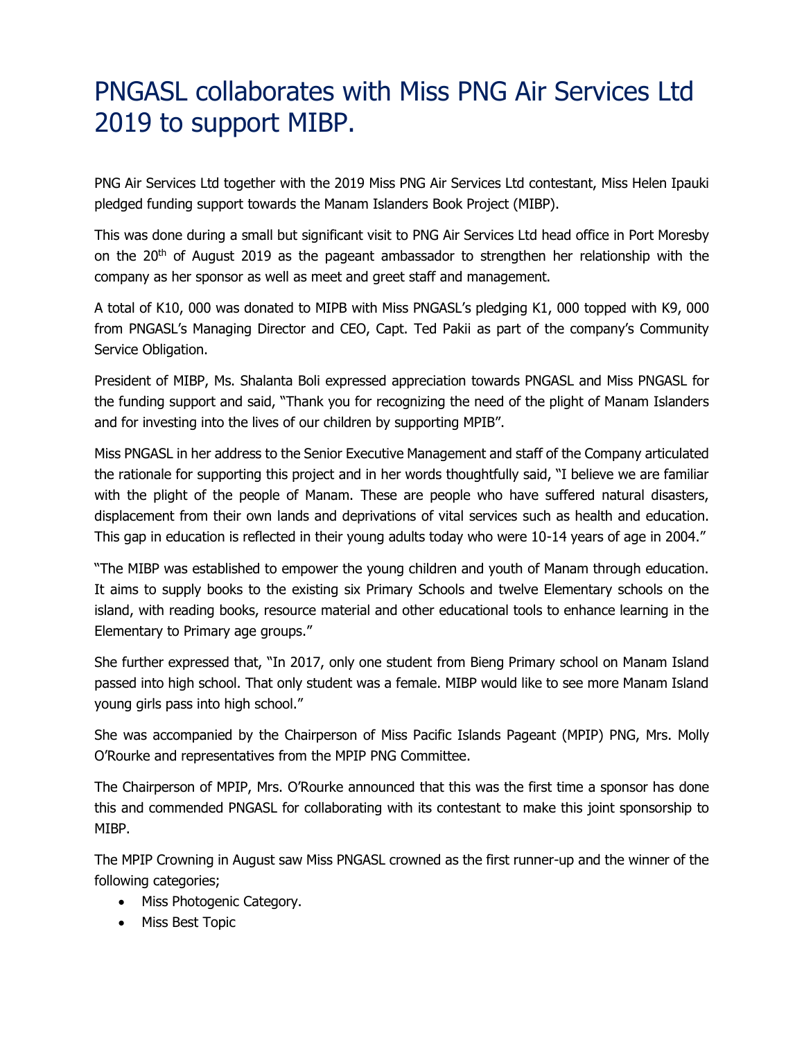# PNGASL collaborates with Miss PNG Air Services Ltd 2019 to support MIBP.

PNG Air Services Ltd together with the 2019 Miss PNG Air Services Ltd contestant, Miss Helen Ipauki pledged funding support towards the Manam Islanders Book Project (MIBP).

This was done during a small but significant visit to PNG Air Services Ltd head office in Port Moresby on the 20th of August 2019 as the pageant ambassador to strengthen her relationship with the company as her sponsor as well as meet and greet staff and management.

A total of K10, 000 was donated to MIPB with Miss PNGASL's pledging K1, 000 topped with K9, 000 from PNGASL's Managing Director and CEO, Capt. Ted Pakii as part of the company's Community Service Obligation.

President of MIBP, Ms. Shalanta Boli expressed appreciation towards PNGASL and Miss PNGASL for the funding support and said, "Thank you for recognizing the need of the plight of Manam Islanders and for investing into the lives of our children by supporting MPIB".

Miss PNGASL in her address to the Senior Executive Management and staff of the Company articulated the rationale for supporting this project and in her words thoughtfully said, "I believe we are familiar with the plight of the people of Manam. These are people who have suffered natural disasters, displacement from their own lands and deprivations of vital services such as health and education. This gap in education is reflected in their young adults today who were 10-14 years of age in 2004."

"The MIBP was established to empower the young children and youth of Manam through education. It aims to supply books to the existing six Primary Schools and twelve Elementary schools on the island, with reading books, resource material and other educational tools to enhance learning in the Elementary to Primary age groups."

She further expressed that, "In 2017, only one student from Bieng Primary school on Manam Island passed into high school. That only student was a female. MIBP would like to see more Manam Island young girls pass into high school."

She was accompanied by the Chairperson of Miss Pacific Islands Pageant (MPIP) PNG, Mrs. Molly O'Rourke and representatives from the MPIP PNG Committee.

The Chairperson of MPIP, Mrs. O'Rourke announced that this was the first time a sponsor has done this and commended PNGASL for collaborating with its contestant to make this joint sponsorship to MIBP.

The MPIP Crowning in August saw Miss PNGASL crowned as the first runner-up and the winner of the following categories;

- Miss Photogenic Category.
- Miss Best Topic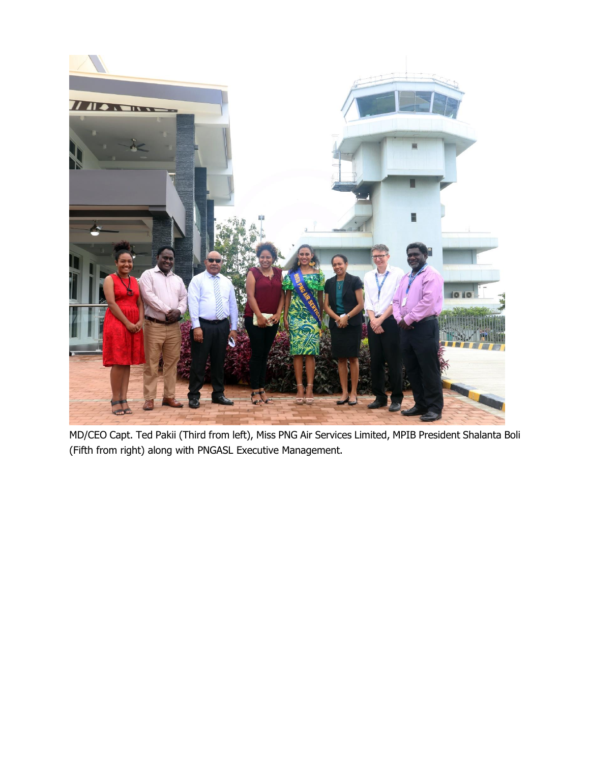MD/CEO Capt. Ted Pakii (Third from left), Miss PNG Air Services Limited, MPIB President Shalanta Boli (Fifth from right) along with PNGASL Executive Management.